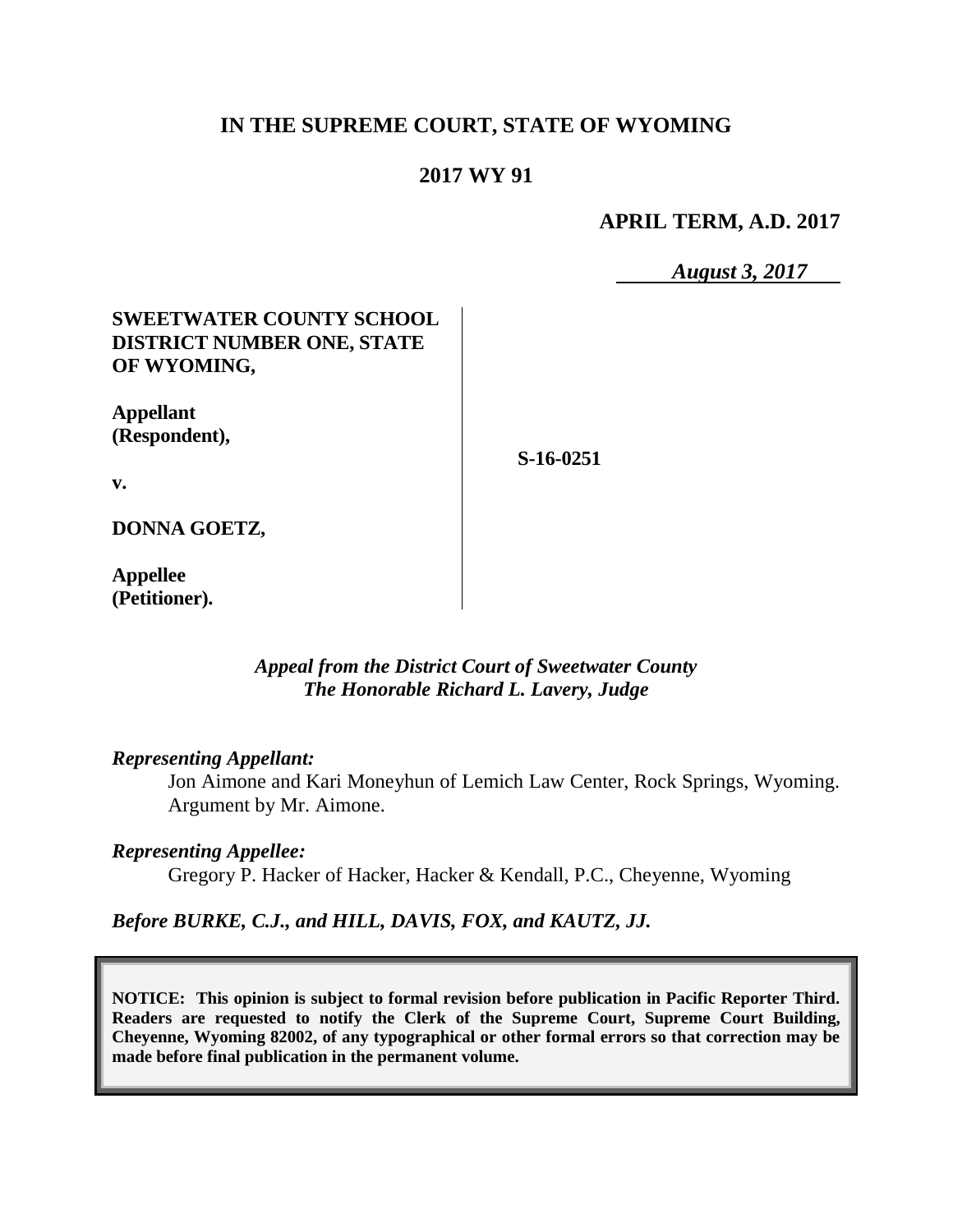# IN THE SUPREME COURT, STATE OF WYOMING

## 2017 WY 91

**APRIL TERM, A.D. 2017**

*August 3, 2017*

| | |
|---|---|
| **SWEETWATER COUNTY SCHOOL DISTRICT NUMBER ONE, STATE OF WYOMING,**<br><br>**Appellant (Respondent),**<br><br>**v.**<br><br>**DONNA GOETZ,**<br><br>**Appellee (Petitioner).** | **S-16-0251** |

*Appeal from the District Court of Sweetwater County*
*The Honorable Richard L. Lavery, Judge*

***Representing Appellant:***

Jon Aimone and Kari Moneyhun of Lemich Law Center, Rock Springs, Wyoming. Argument by Mr. Aimone.

***Representing Appellee:***

Gregory P. Hacker of Hacker, Hacker & Kendall, P.C., Cheyenne, Wyoming

***Before BURKE, C.J., and HILL, DAVIS, FOX, and KAUTZ, JJ.***

**NOTICE: This opinion is subject to formal revision before publication in Pacific Reporter Third. Readers are requested to notify the Clerk of the Supreme Court, Supreme Court Building, Cheyenne, Wyoming 82002, of any typographical or other formal errors so that correction may be made before final publication in the permanent volume.**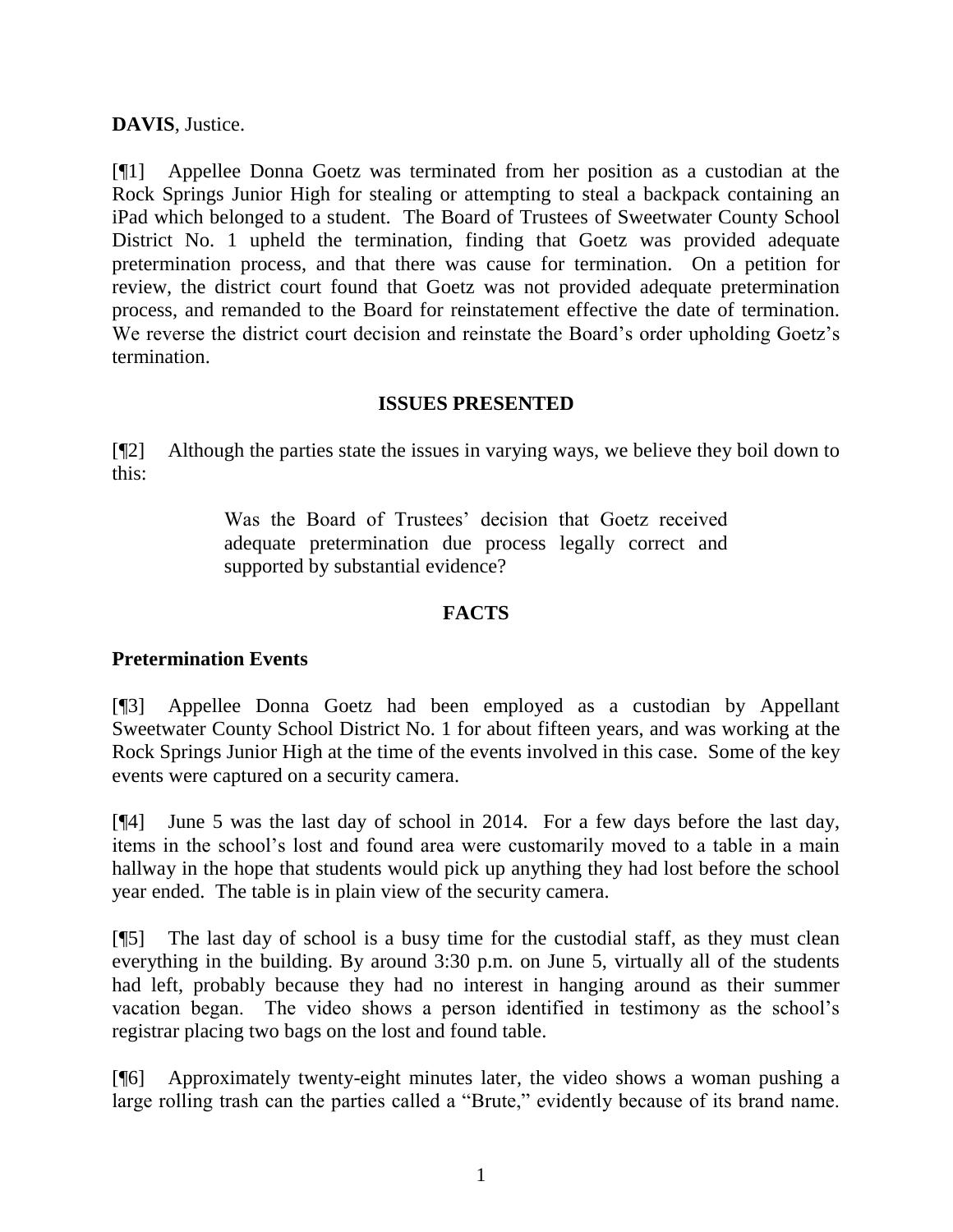**DAVIS**, Justice.

[¶1] Appellee Donna Goetz was terminated from her position as a custodian at the Rock Springs Junior High for stealing or attempting to steal a backpack containing an iPad which belonged to a student. The Board of Trustees of Sweetwater County School District No. 1 upheld the termination, finding that Goetz was provided adequate pretermination process, and that there was cause for termination. On a petition for review, the district court found that Goetz was not provided adequate pretermination process, and remanded to the Board for reinstatement effective the date of termination. We reverse the district court decision and reinstate the Board's order upholding Goetz's termination.

## ISSUES PRESENTED

[¶2] Although the parties state the issues in varying ways, we believe they boil down to this:

> Was the Board of Trustees' decision that Goetz received adequate pretermination due process legally correct and supported by substantial evidence?

## FACTS

### Pretermination Events

[¶3] Appellee Donna Goetz had been employed as a custodian by Appellant Sweetwater County School District No. 1 for about fifteen years, and was working at the Rock Springs Junior High at the time of the events involved in this case. Some of the key events were captured on a security camera.

[¶4] June 5 was the last day of school in 2014. For a few days before the last day, items in the school's lost and found area were customarily moved to a table in a main hallway in the hope that students would pick up anything they had lost before the school year ended. The table is in plain view of the security camera.

[¶5] The last day of school is a busy time for the custodial staff, as they must clean everything in the building. By around 3:30 p.m. on June 5, virtually all of the students had left, probably because they had no interest in hanging around as their summer vacation began. The video shows a person identified in testimony as the school's registrar placing two bags on the lost and found table.

[¶6] Approximately twenty-eight minutes later, the video shows a woman pushing a large rolling trash can the parties called a "Brute," evidently because of its brand name.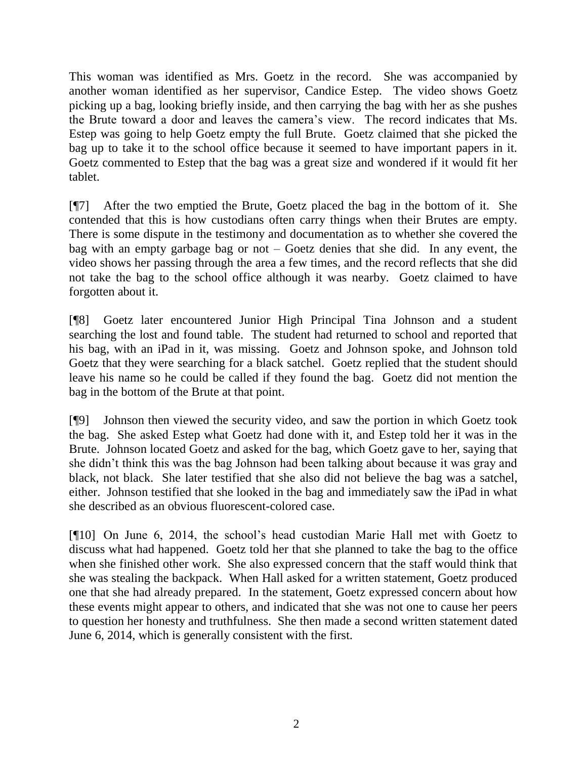This woman was identified as Mrs. Goetz in the record. She was accompanied by another woman identified as her supervisor, Candice Estep. The video shows Goetz picking up a bag, looking briefly inside, and then carrying the bag with her as she pushes the Brute toward a door and leaves the camera's view. The record indicates that Ms. Estep was going to help Goetz empty the full Brute. Goetz claimed that she picked the bag up to take it to the school office because it seemed to have important papers in it. Goetz commented to Estep that the bag was a great size and wondered if it would fit her tablet.

[¶7] After the two emptied the Brute, Goetz placed the bag in the bottom of it. She contended that this is how custodians often carry things when their Brutes are empty. There is some dispute in the testimony and documentation as to whether she covered the bag with an empty garbage bag or not – Goetz denies that she did. In any event, the video shows her passing through the area a few times, and the record reflects that she did not take the bag to the school office although it was nearby. Goetz claimed to have forgotten about it.

[¶8] Goetz later encountered Junior High Principal Tina Johnson and a student searching the lost and found table. The student had returned to school and reported that his bag, with an iPad in it, was missing. Goetz and Johnson spoke, and Johnson told Goetz that they were searching for a black satchel. Goetz replied that the student should leave his name so he could be called if they found the bag. Goetz did not mention the bag in the bottom of the Brute at that point.

[¶9] Johnson then viewed the security video, and saw the portion in which Goetz took the bag. She asked Estep what Goetz had done with it, and Estep told her it was in the Brute. Johnson located Goetz and asked for the bag, which Goetz gave to her, saying that she didn't think this was the bag Johnson had been talking about because it was gray and black, not black. She later testified that she also did not believe the bag was a satchel, either. Johnson testified that she looked in the bag and immediately saw the iPad in what she described as an obvious fluorescent-colored case.

[¶10] On June 6, 2014, the school's head custodian Marie Hall met with Goetz to discuss what had happened. Goetz told her that she planned to take the bag to the office when she finished other work. She also expressed concern that the staff would think that she was stealing the backpack. When Hall asked for a written statement, Goetz produced one that she had already prepared. In the statement, Goetz expressed concern about how these events might appear to others, and indicated that she was not one to cause her peers to question her honesty and truthfulness. She then made a second written statement dated June 6, 2014, which is generally consistent with the first.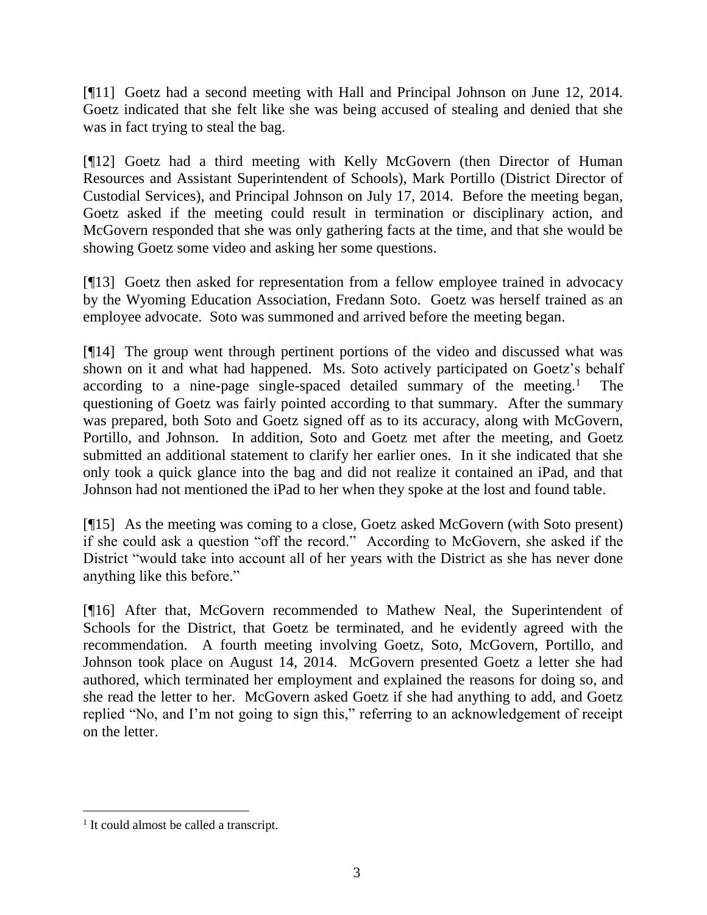[¶11] Goetz had a second meeting with Hall and Principal Johnson on June 12, 2014. Goetz indicated that she felt like she was being accused of stealing and denied that she was in fact trying to steal the bag.

[¶12] Goetz had a third meeting with Kelly McGovern (then Director of Human Resources and Assistant Superintendent of Schools), Mark Portillo (District Director of Custodial Services), and Principal Johnson on July 17, 2014. Before the meeting began, Goetz asked if the meeting could result in termination or disciplinary action, and McGovern responded that she was only gathering facts at the time, and that she would be showing Goetz some video and asking her some questions.

[¶13] Goetz then asked for representation from a fellow employee trained in advocacy by the Wyoming Education Association, Fredann Soto. Goetz was herself trained as an employee advocate. Soto was summoned and arrived before the meeting began.

[¶14] The group went through pertinent portions of the video and discussed what was shown on it and what had happened. Ms. Soto actively participated on Goetz's behalf according to a nine-page single-spaced detailed summary of the meeting.[1] The questioning of Goetz was fairly pointed according to that summary. After the summary was prepared, both Soto and Goetz signed off as to its accuracy, along with McGovern, Portillo, and Johnson. In addition, Soto and Goetz met after the meeting, and Goetz submitted an additional statement to clarify her earlier ones. In it she indicated that she only took a quick glance into the bag and did not realize it contained an iPad, and that Johnson had not mentioned the iPad to her when they spoke at the lost and found table.

[¶15] As the meeting was coming to a close, Goetz asked McGovern (with Soto present) if she could ask a question "off the record." According to McGovern, she asked if the District "would take into account all of her years with the District as she has never done anything like this before."

[¶16] After that, McGovern recommended to Mathew Neal, the Superintendent of Schools for the District, that Goetz be terminated, and he evidently agreed with the recommendation. A fourth meeting involving Goetz, Soto, McGovern, Portillo, and Johnson took place on August 14, 2014. McGovern presented Goetz a letter she had authored, which terminated her employment and explained the reasons for doing so, and she read the letter to her. McGovern asked Goetz if she had anything to add, and Goetz replied "No, and I'm not going to sign this," referring to an acknowledgement of receipt on the letter.

---

[1] It could almost be called a transcript.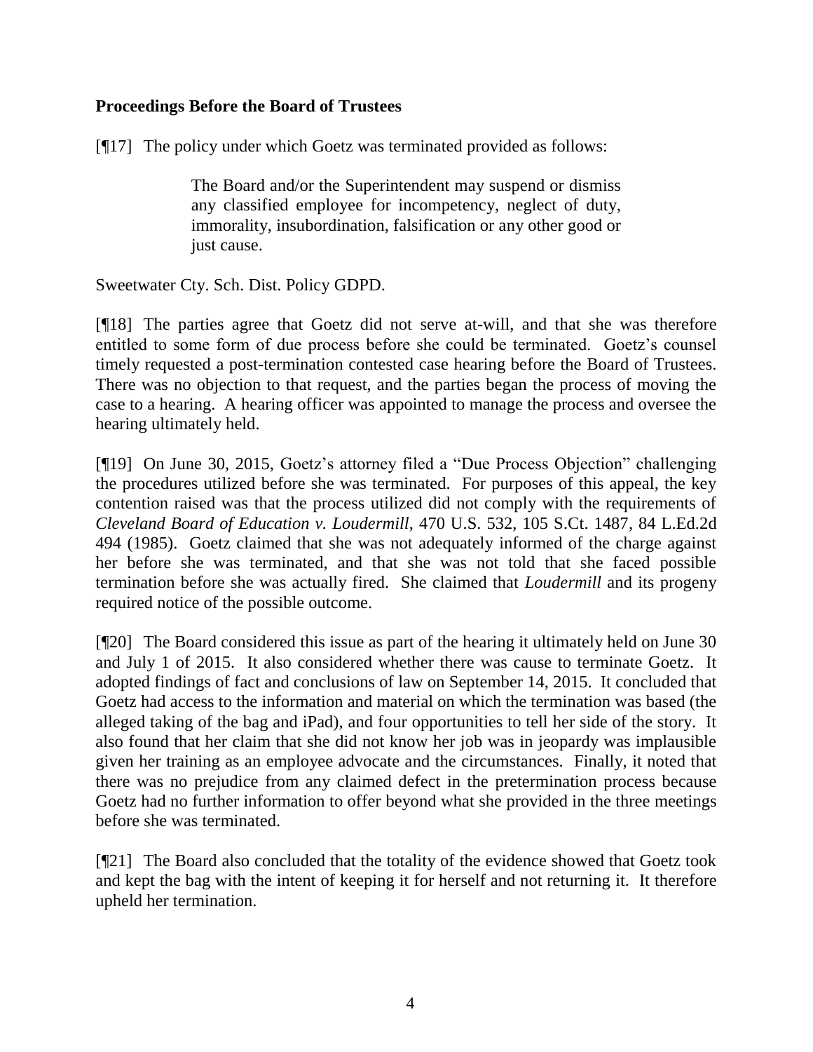**Proceedings Before the Board of Trustees**

[¶17] The policy under which Goetz was terminated provided as follows:

> The Board and/or the Superintendent may suspend or dismiss any classified employee for incompetency, neglect of duty, immorality, insubordination, falsification or any other good or just cause.

Sweetwater Cty. Sch. Dist. Policy GDPD.

[¶18] The parties agree that Goetz did not serve at-will, and that she was therefore entitled to some form of due process before she could be terminated. Goetz's counsel timely requested a post-termination contested case hearing before the Board of Trustees. There was no objection to that request, and the parties began the process of moving the case to a hearing. A hearing officer was appointed to manage the process and oversee the hearing ultimately held.

[¶19] On June 30, 2015, Goetz's attorney filed a "Due Process Objection" challenging the procedures utilized before she was terminated. For purposes of this appeal, the key contention raised was that the process utilized did not comply with the requirements of *Cleveland Board of Education v. Loudermill*, 470 U.S. 532, 105 S.Ct. 1487, 84 L.Ed.2d 494 (1985). Goetz claimed that she was not adequately informed of the charge against her before she was terminated, and that she was not told that she faced possible termination before she was actually fired. She claimed that *Loudermill* and its progeny required notice of the possible outcome.

[¶20] The Board considered this issue as part of the hearing it ultimately held on June 30 and July 1 of 2015. It also considered whether there was cause to terminate Goetz. It adopted findings of fact and conclusions of law on September 14, 2015. It concluded that Goetz had access to the information and material on which the termination was based (the alleged taking of the bag and iPad), and four opportunities to tell her side of the story. It also found that her claim that she did not know her job was in jeopardy was implausible given her training as an employee advocate and the circumstances. Finally, it noted that there was no prejudice from any claimed defect in the pretermination process because Goetz had no further information to offer beyond what she provided in the three meetings before she was terminated.

[¶21] The Board also concluded that the totality of the evidence showed that Goetz took and kept the bag with the intent of keeping it for herself and not returning it. It therefore upheld her termination.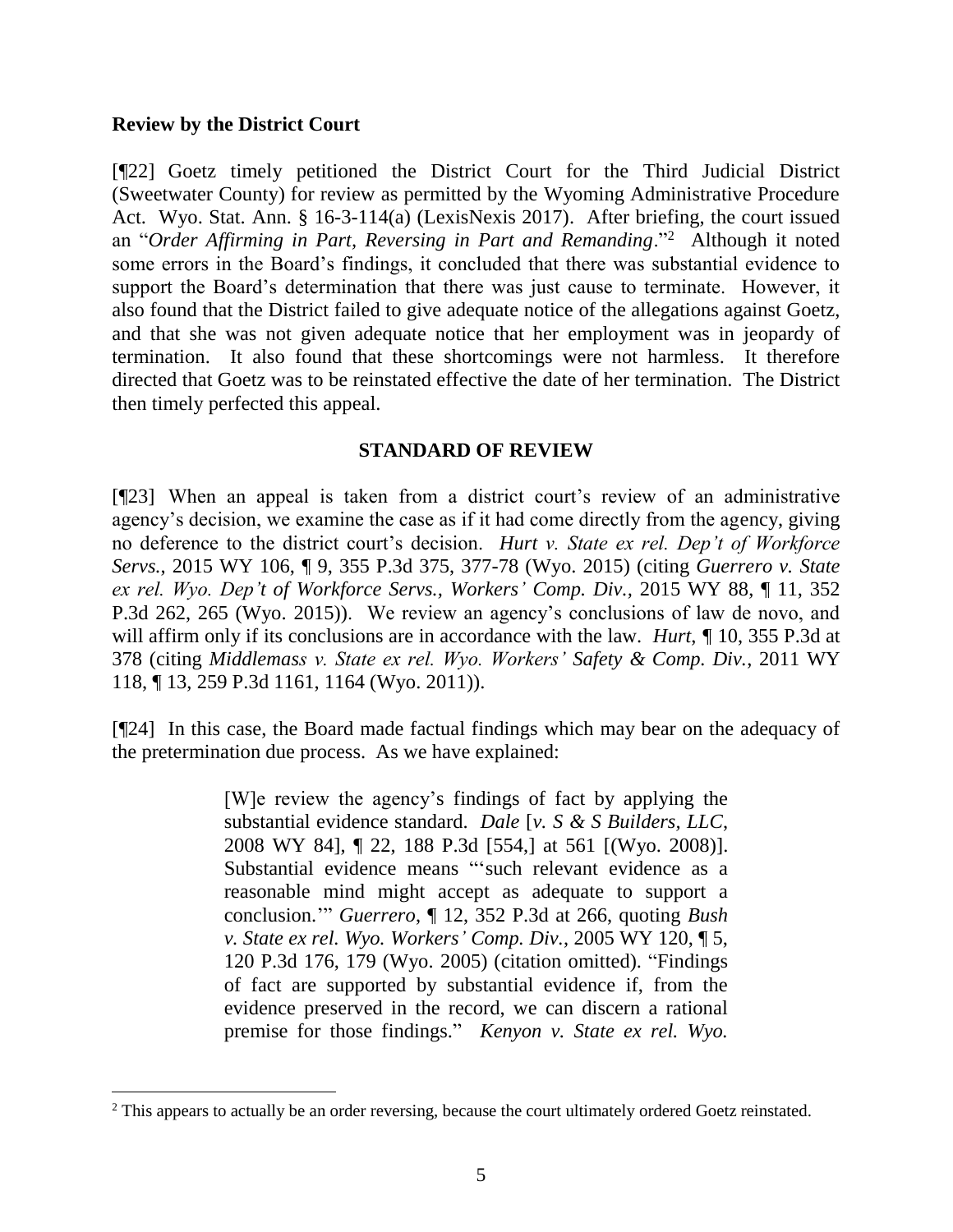**Review by the District Court**

[¶22] Goetz timely petitioned the District Court for the Third Judicial District (Sweetwater County) for review as permitted by the Wyoming Administrative Procedure Act. Wyo. Stat. Ann. § 16-3-114(a) (LexisNexis 2017). After briefing, the court issued an "*Order Affirming in Part, Reversing in Part and Remanding*."[2] Although it noted some errors in the Board's findings, it concluded that there was substantial evidence to support the Board's determination that there was just cause to terminate. However, it also found that the District failed to give adequate notice of the allegations against Goetz, and that she was not given adequate notice that her employment was in jeopardy of termination. It also found that these shortcomings were not harmless. It therefore directed that Goetz was to be reinstated effective the date of her termination. The District then timely perfected this appeal.

## STANDARD OF REVIEW

[¶23] When an appeal is taken from a district court's review of an administrative agency's decision, we examine the case as if it had come directly from the agency, giving no deference to the district court's decision. *Hurt v. State ex rel. Dep't of Workforce Servs.*, 2015 WY 106, ¶ 9, 355 P.3d 375, 377-78 (Wyo. 2015) (citing *Guerrero v. State ex rel. Wyo. Dep't of Workforce Servs., Workers' Comp. Div.*, 2015 WY 88, ¶ 11, 352 P.3d 262, 265 (Wyo. 2015)). We review an agency's conclusions of law de novo, and will affirm only if its conclusions are in accordance with the law. *Hurt*, ¶ 10, 355 P.3d at 378 (citing *Middlemass v. State ex rel. Wyo. Workers' Safety & Comp. Div.*, 2011 WY 118, ¶ 13, 259 P.3d 1161, 1164 (Wyo. 2011)).

[¶24] In this case, the Board made factual findings which may bear on the adequacy of the pretermination due process. As we have explained:

> [W]e review the agency's findings of fact by applying the substantial evidence standard. *Dale* [*v. S & S Builders, LLC*, 2008 WY 84], ¶ 22, 188 P.3d [554,] at 561 [(Wyo. 2008)]. Substantial evidence means "'such relevant evidence as a reasonable mind might accept as adequate to support a conclusion.'" *Guerrero*, ¶ 12, 352 P.3d at 266, quoting *Bush v. State ex rel. Wyo. Workers' Comp. Div.*, 2005 WY 120, ¶ 5, 120 P.3d 176, 179 (Wyo. 2005) (citation omitted). "Findings of fact are supported by substantial evidence if, from the evidence preserved in the record, we can discern a rational premise for those findings." *Kenyon v. State ex rel. Wyo.*

[2] This appears to actually be an order reversing, because the court ultimately ordered Goetz reinstated.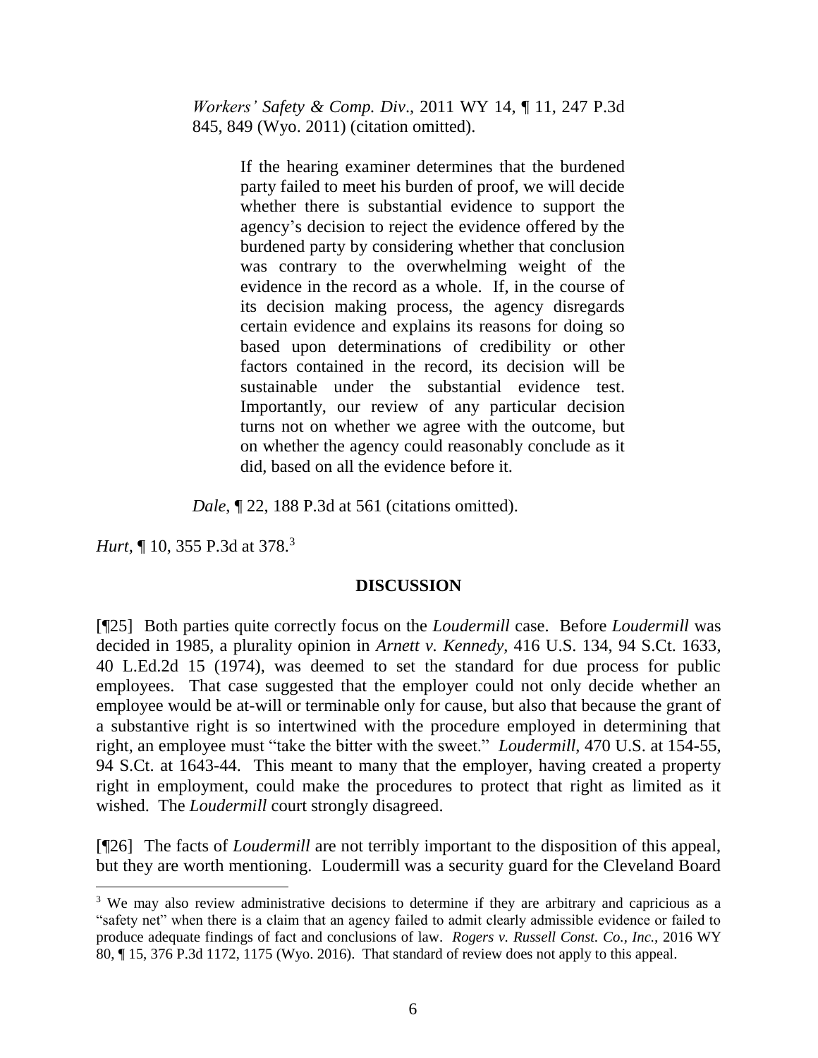> *Workers' Safety & Comp. Div.*, 2011 WY 14, ¶ 11, 247 P.3d 845, 849 (Wyo. 2011) (citation omitted).
>
> > If the hearing examiner determines that the burdened party failed to meet his burden of proof, we will decide whether there is substantial evidence to support the agency's decision to reject the evidence offered by the burdened party by considering whether that conclusion was contrary to the overwhelming weight of the evidence in the record as a whole. If, in the course of its decision making process, the agency disregards certain evidence and explains its reasons for doing so based upon determinations of credibility or other factors contained in the record, its decision will be sustainable under the substantial evidence test. Importantly, our review of any particular decision turns not on whether we agree with the outcome, but on whether the agency could reasonably conclude as it did, based on all the evidence before it.
>
> *Dale*, ¶ 22, 188 P.3d at 561 (citations omitted).

*Hurt*, ¶ 10, 355 P.3d at 378.[3]

## DISCUSSION

[¶25] Both parties quite correctly focus on the *Loudermill* case. Before *Loudermill* was decided in 1985, a plurality opinion in *Arnett v. Kennedy*, 416 U.S. 134, 94 S.Ct. 1633, 40 L.Ed.2d 15 (1974), was deemed to set the standard for due process for public employees. That case suggested that the employer could not only decide whether an employee would be at-will or terminable only for cause, but also that because the grant of a substantive right is so intertwined with the procedure employed in determining that right, an employee must "take the bitter with the sweet." *Loudermill*, 470 U.S. at 154-55, 94 S.Ct. at 1643-44. This meant to many that the employer, having created a property right in employment, could make the procedures to protect that right as limited as it wished. The *Loudermill* court strongly disagreed.

[¶26] The facts of *Loudermill* are not terribly important to the disposition of this appeal, but they are worth mentioning. Loudermill was a security guard for the Cleveland Board

---

[3] We may also review administrative decisions to determine if they are arbitrary and capricious as a "safety net" when there is a claim that an agency failed to admit clearly admissible evidence or failed to produce adequate findings of fact and conclusions of law. *Rogers v. Russell Const. Co., Inc.,* 2016 WY 80, ¶ 15, 376 P.3d 1172, 1175 (Wyo. 2016). That standard of review does not apply to this appeal.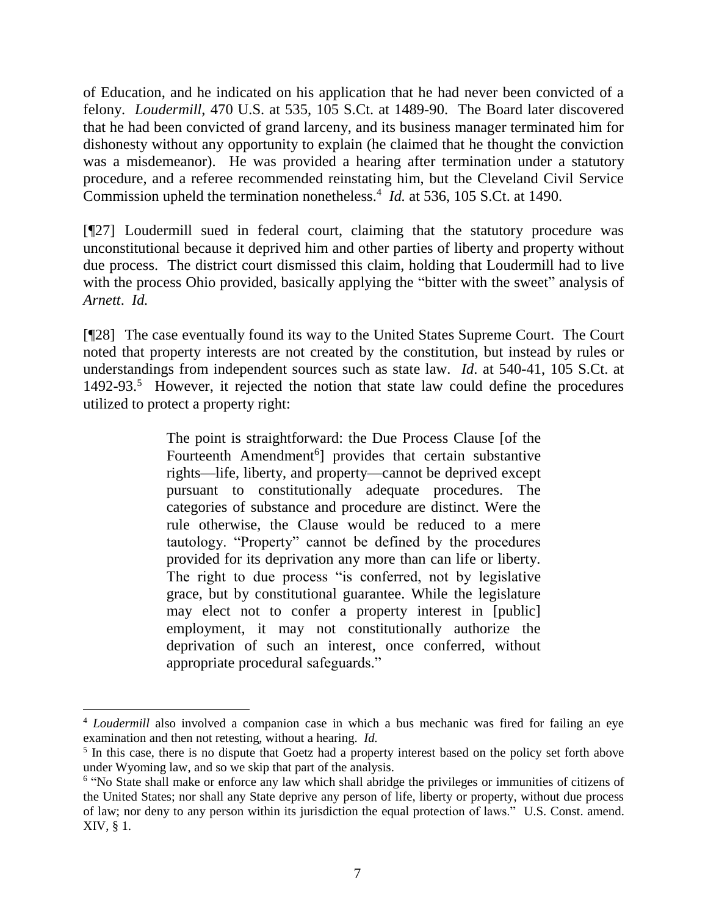of Education, and he indicated on his application that he had never been convicted of a felony. *Loudermill*, 470 U.S. at 535, 105 S.Ct. at 1489-90. The Board later discovered that he had been convicted of grand larceny, and its business manager terminated him for dishonesty without any opportunity to explain (he claimed that he thought the conviction was a misdemeanor). He was provided a hearing after termination under a statutory procedure, and a referee recommended reinstating him, but the Cleveland Civil Service Commission upheld the termination nonetheless.[4] *Id.* at 536, 105 S.Ct. at 1490.

[¶27] Loudermill sued in federal court, claiming that the statutory procedure was unconstitutional because it deprived him and other parties of liberty and property without due process. The district court dismissed this claim, holding that Loudermill had to live with the process Ohio provided, basically applying the "bitter with the sweet" analysis of *Arnett*. *Id.*

[¶28] The case eventually found its way to the United States Supreme Court. The Court noted that property interests are not created by the constitution, but instead by rules or understandings from independent sources such as state law. *Id*. at 540-41, 105 S.Ct. at 1492-93.[5] However, it rejected the notion that state law could define the procedures utilized to protect a property right:

> The point is straightforward: the Due Process Clause [of the Fourteenth Amendment[6]] provides that certain substantive rights—life, liberty, and property—cannot be deprived except pursuant to constitutionally adequate procedures. The categories of substance and procedure are distinct. Were the rule otherwise, the Clause would be reduced to a mere tautology. "Property" cannot be defined by the procedures provided for its deprivation any more than can life or liberty. The right to due process "is conferred, not by legislative grace, but by constitutional guarantee. While the legislature may elect not to confer a property interest in [public] employment, it may not constitutionally authorize the deprivation of such an interest, once conferred, without appropriate procedural safeguards."

---

[4] *Loudermill* also involved a companion case in which a bus mechanic was fired for failing an eye examination and then not retesting, without a hearing. *Id.*

[5] In this case, there is no dispute that Goetz had a property interest based on the policy set forth above under Wyoming law, and so we skip that part of the analysis.

[6] "No State shall make or enforce any law which shall abridge the privileges or immunities of citizens of the United States; nor shall any State deprive any person of life, liberty or property, without due process of law; nor deny to any person within its jurisdiction the equal protection of laws." U.S. Const. amend. XIV, § 1.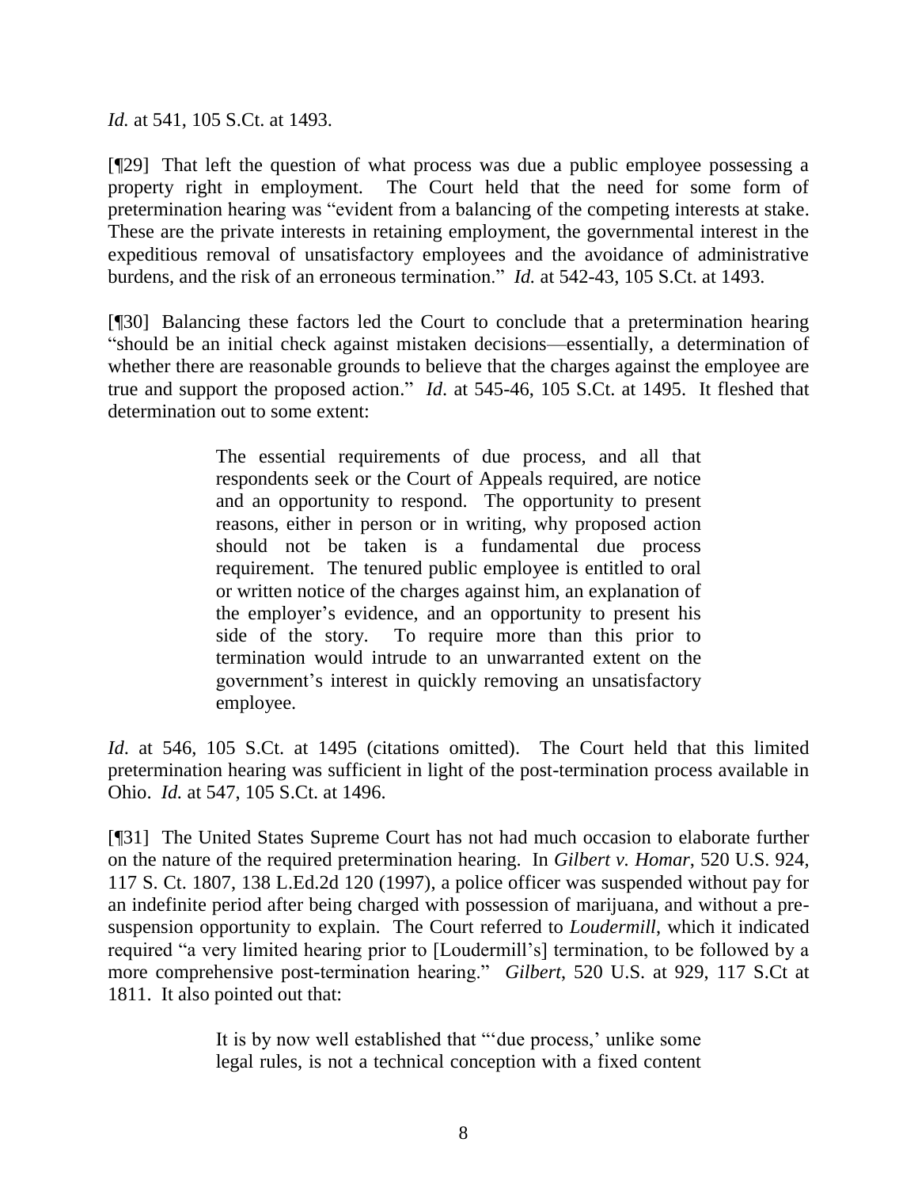*Id.* at 541, 105 S.Ct. at 1493.

[¶29] That left the question of what process was due a public employee possessing a property right in employment. The Court held that the need for some form of pretermination hearing was "evident from a balancing of the competing interests at stake. These are the private interests in retaining employment, the governmental interest in the expeditious removal of unsatisfactory employees and the avoidance of administrative burdens, and the risk of an erroneous termination." *Id.* at 542-43, 105 S.Ct. at 1493.

[¶30] Balancing these factors led the Court to conclude that a pretermination hearing "should be an initial check against mistaken decisions—essentially, a determination of whether there are reasonable grounds to believe that the charges against the employee are true and support the proposed action." *Id*. at 545-46, 105 S.Ct. at 1495. It fleshed that determination out to some extent:

> The essential requirements of due process, and all that respondents seek or the Court of Appeals required, are notice and an opportunity to respond. The opportunity to present reasons, either in person or in writing, why proposed action should not be taken is a fundamental due process requirement. The tenured public employee is entitled to oral or written notice of the charges against him, an explanation of the employer's evidence, and an opportunity to present his side of the story. To require more than this prior to termination would intrude to an unwarranted extent on the government's interest in quickly removing an unsatisfactory employee.

*Id*. at 546, 105 S.Ct. at 1495 (citations omitted). The Court held that this limited pretermination hearing was sufficient in light of the post-termination process available in Ohio. *Id.* at 547, 105 S.Ct. at 1496.

[¶31] The United States Supreme Court has not had much occasion to elaborate further on the nature of the required pretermination hearing. In *Gilbert v. Homar*, 520 U.S. 924, 117 S. Ct. 1807, 138 L.Ed.2d 120 (1997), a police officer was suspended without pay for an indefinite period after being charged with possession of marijuana, and without a pre-suspension opportunity to explain. The Court referred to *Loudermill*, which it indicated required "a very limited hearing prior to [Loudermill's] termination, to be followed by a more comprehensive post-termination hearing." *Gilbert*, 520 U.S. at 929, 117 S.Ct at 1811. It also pointed out that:

> It is by now well established that "'due process,' unlike some legal rules, is not a technical conception with a fixed content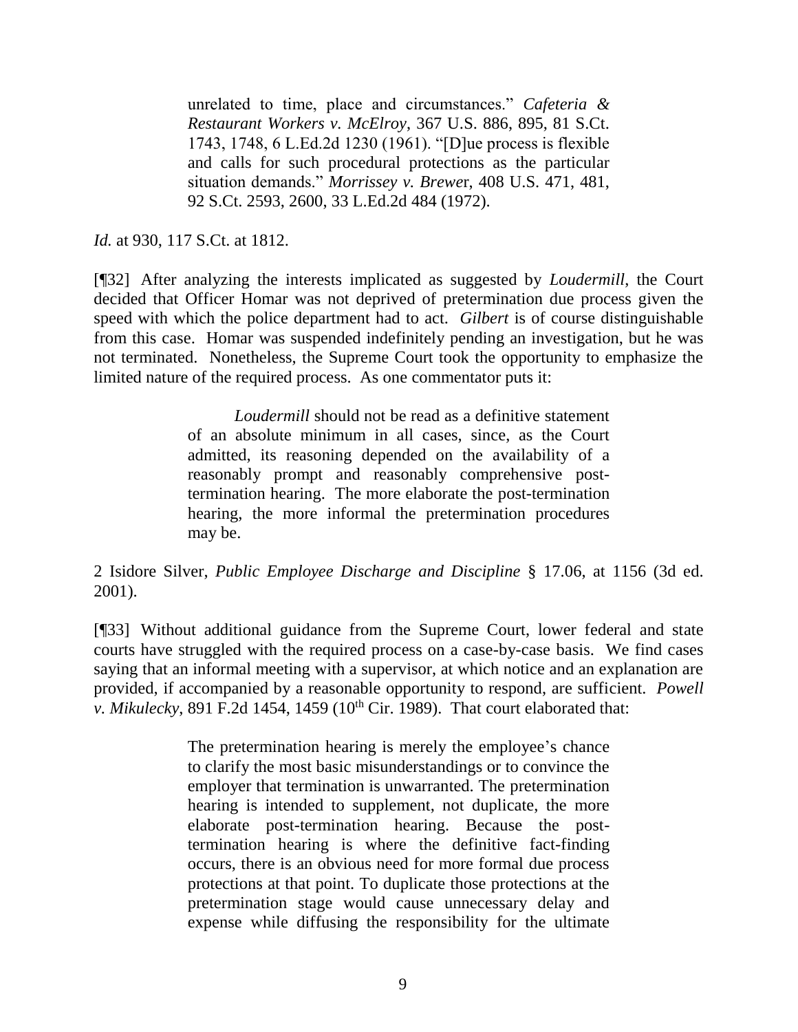> unrelated to time, place and circumstances." *Cafeteria & Restaurant Workers v. McElroy*, 367 U.S. 886, 895, 81 S.Ct. 1743, 1748, 6 L.Ed.2d 1230 (1961). "[D]ue process is flexible and calls for such procedural protections as the particular situation demands." *Morrissey v. Brewer*, 408 U.S. 471, 481, 92 S.Ct. 2593, 2600, 33 L.Ed.2d 484 (1972).

*Id.* at 930, 117 S.Ct. at 1812.

[¶32] After analyzing the interests implicated as suggested by *Loudermill*, the Court decided that Officer Homar was not deprived of pretermination due process given the speed with which the police department had to act. *Gilbert* is of course distinguishable from this case. Homar was suspended indefinitely pending an investigation, but he was not terminated. Nonetheless, the Supreme Court took the opportunity to emphasize the limited nature of the required process. As one commentator puts it:

> *Loudermill* should not be read as a definitive statement of an absolute minimum in all cases, since, as the Court admitted, its reasoning depended on the availability of a reasonably prompt and reasonably comprehensive post-termination hearing. The more elaborate the post-termination hearing, the more informal the pretermination procedures may be.

2 Isidore Silver, *Public Employee Discharge and Discipline* § 17.06, at 1156 (3d ed. 2001).

[¶33] Without additional guidance from the Supreme Court, lower federal and state courts have struggled with the required process on a case-by-case basis. We find cases saying that an informal meeting with a supervisor, at which notice and an explanation are provided, if accompanied by a reasonable opportunity to respond, are sufficient. *Powell v. Mikulecky*, 891 F.2d 1454, 1459 (10th Cir. 1989). That court elaborated that:

> The pretermination hearing is merely the employee's chance to clarify the most basic misunderstandings or to convince the employer that termination is unwarranted. The pretermination hearing is intended to supplement, not duplicate, the more elaborate post-termination hearing. Because the post-termination hearing is where the definitive fact-finding occurs, there is an obvious need for more formal due process protections at that point. To duplicate those protections at the pretermination stage would cause unnecessary delay and expense while diffusing the responsibility for the ultimate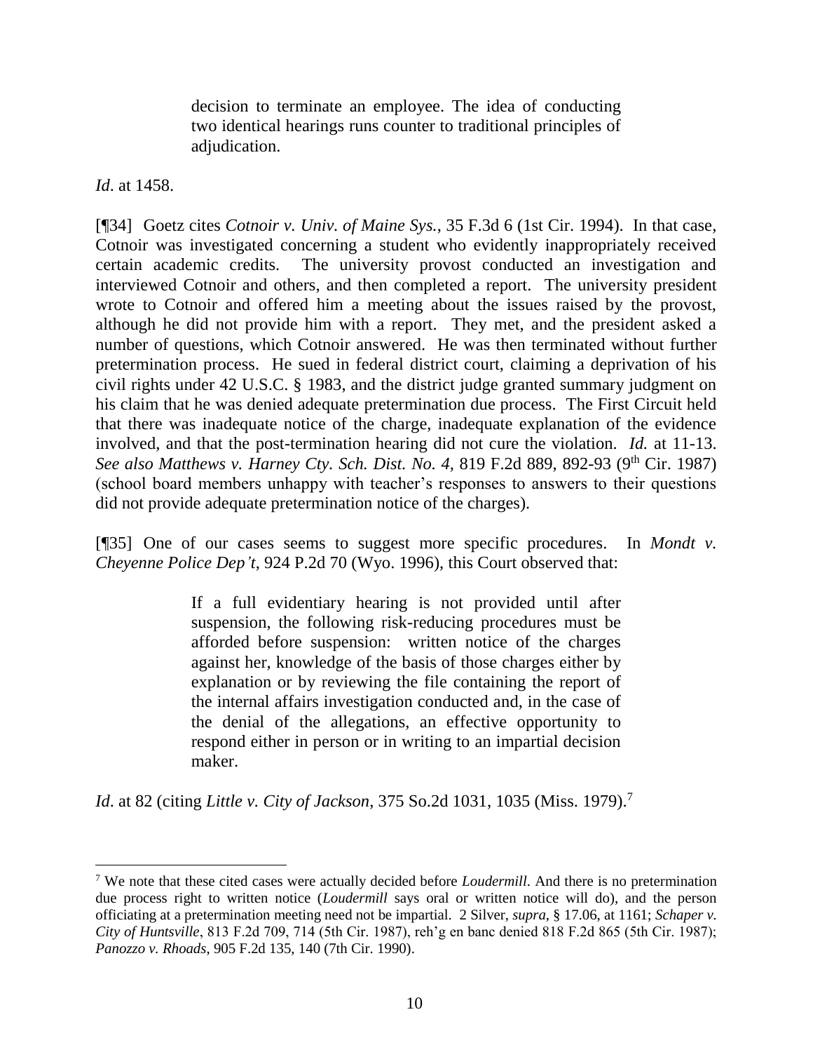> decision to terminate an employee. The idea of conducting two identical hearings runs counter to traditional principles of adjudication.

*Id*. at 1458.

[¶34] Goetz cites *Cotnoir v. Univ. of Maine Sys.*, 35 F.3d 6 (1st Cir. 1994). In that case, Cotnoir was investigated concerning a student who evidently inappropriately received certain academic credits. The university provost conducted an investigation and interviewed Cotnoir and others, and then completed a report. The university president wrote to Cotnoir and offered him a meeting about the issues raised by the provost, although he did not provide him with a report. They met, and the president asked a number of questions, which Cotnoir answered. He was then terminated without further pretermination process. He sued in federal district court, claiming a deprivation of his civil rights under 42 U.S.C. § 1983, and the district judge granted summary judgment on his claim that he was denied adequate pretermination due process. The First Circuit held that there was inadequate notice of the charge, inadequate explanation of the evidence involved, and that the post-termination hearing did not cure the violation. *Id.* at 11-13. *See also Matthews v. Harney Cty. Sch. Dist. No. 4*, 819 F.2d 889, 892-93 (9th Cir. 1987) (school board members unhappy with teacher's responses to answers to their questions did not provide adequate pretermination notice of the charges).

[¶35] One of our cases seems to suggest more specific procedures. In *Mondt v. Cheyenne Police Dep't*, 924 P.2d 70 (Wyo. 1996), this Court observed that:

> If a full evidentiary hearing is not provided until after suspension, the following risk-reducing procedures must be afforded before suspension: written notice of the charges against her, knowledge of the basis of those charges either by explanation or by reviewing the file containing the report of the internal affairs investigation conducted and, in the case of the denial of the allegations, an effective opportunity to respond either in person or in writing to an impartial decision maker.

*Id*. at 82 (citing *Little v. City of Jackson*, 375 So.2d 1031, 1035 (Miss. 1979).[7]

---

[7] We note that these cited cases were actually decided before *Loudermill*. And there is no pretermination due process right to written notice (*Loudermill* says oral or written notice will do), and the person officiating at a pretermination meeting need not be impartial. 2 Silver, *supra*, § 17.06, at 1161; *Schaper v. City of Huntsville*, 813 F.2d 709, 714 (5th Cir. 1987), reh'g en banc denied 818 F.2d 865 (5th Cir. 1987); *Panozzo v. Rhoads*, 905 F.2d 135, 140 (7th Cir. 1990).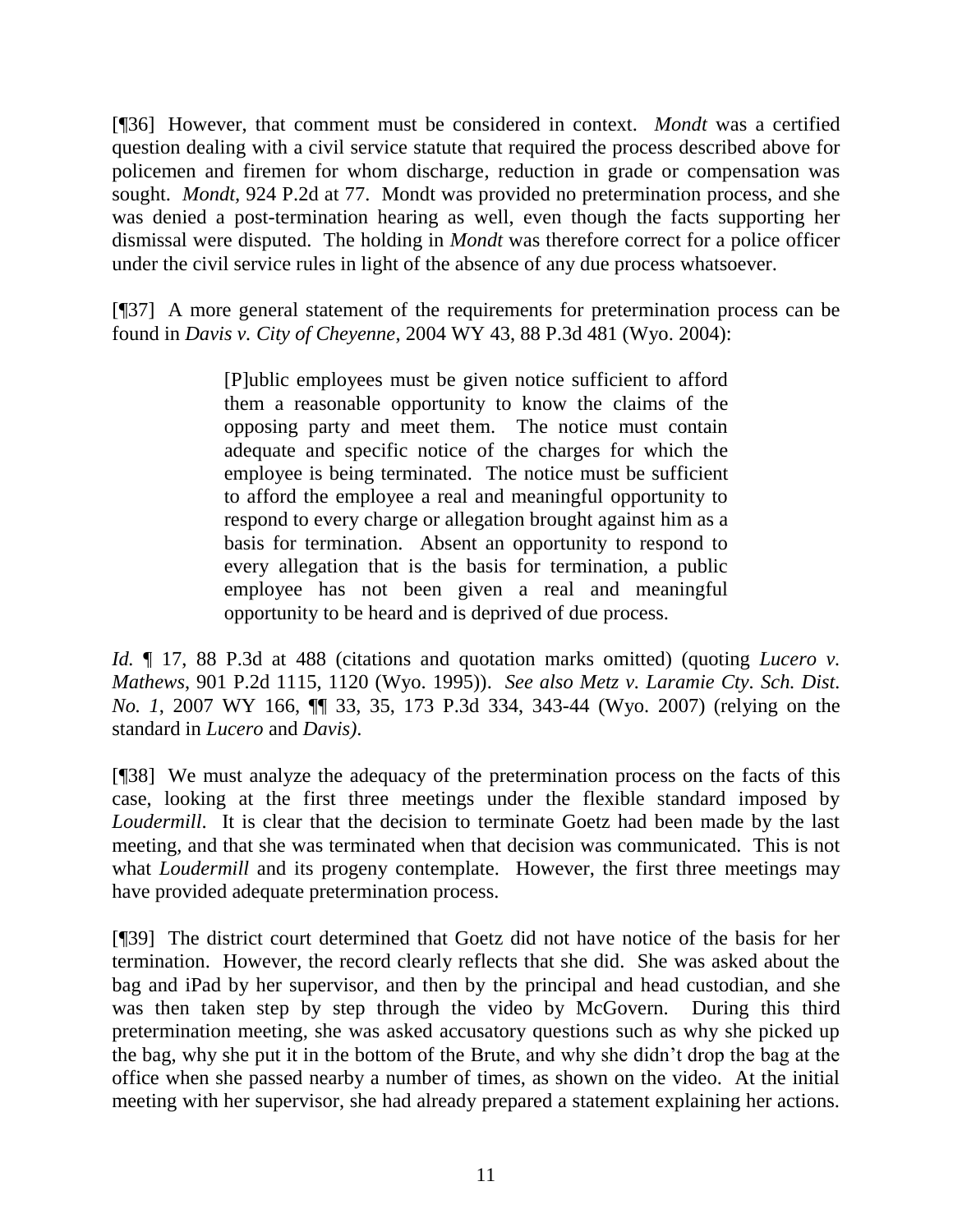[¶36] However, that comment must be considered in context. *Mondt* was a certified question dealing with a civil service statute that required the process described above for policemen and firemen for whom discharge, reduction in grade or compensation was sought. *Mondt*, 924 P.2d at 77. Mondt was provided no pretermination process, and she was denied a post-termination hearing as well, even though the facts supporting her dismissal were disputed. The holding in *Mondt* was therefore correct for a police officer under the civil service rules in light of the absence of any due process whatsoever.

[¶37] A more general statement of the requirements for pretermination process can be found in *Davis v. City of Cheyenne*, 2004 WY 43, 88 P.3d 481 (Wyo. 2004):

> [P]ublic employees must be given notice sufficient to afford them a reasonable opportunity to know the claims of the opposing party and meet them. The notice must contain adequate and specific notice of the charges for which the employee is being terminated. The notice must be sufficient to afford the employee a real and meaningful opportunity to respond to every charge or allegation brought against him as a basis for termination. Absent an opportunity to respond to every allegation that is the basis for termination, a public employee has not been given a real and meaningful opportunity to be heard and is deprived of due process.

*Id.* ¶ 17, 88 P.3d at 488 (citations and quotation marks omitted) (quoting *Lucero v. Mathews*, 901 P.2d 1115, 1120 (Wyo. 1995)). *See also Metz v. Laramie Cty. Sch. Dist. No. 1*, 2007 WY 166, ¶¶ 33, 35, 173 P.3d 334, 343-44 (Wyo. 2007) (relying on the standard in *Lucero* and *Davis).*

[¶38] We must analyze the adequacy of the pretermination process on the facts of this case, looking at the first three meetings under the flexible standard imposed by *Loudermill*. It is clear that the decision to terminate Goetz had been made by the last meeting, and that she was terminated when that decision was communicated. This is not what *Loudermill* and its progeny contemplate. However, the first three meetings may have provided adequate pretermination process.

[¶39] The district court determined that Goetz did not have notice of the basis for her termination. However, the record clearly reflects that she did. She was asked about the bag and iPad by her supervisor, and then by the principal and head custodian, and she was then taken step by step through the video by McGovern. During this third pretermination meeting, she was asked accusatory questions such as why she picked up the bag, why she put it in the bottom of the Brute, and why she didn't drop the bag at the office when she passed nearby a number of times, as shown on the video. At the initial meeting with her supervisor, she had already prepared a statement explaining her actions.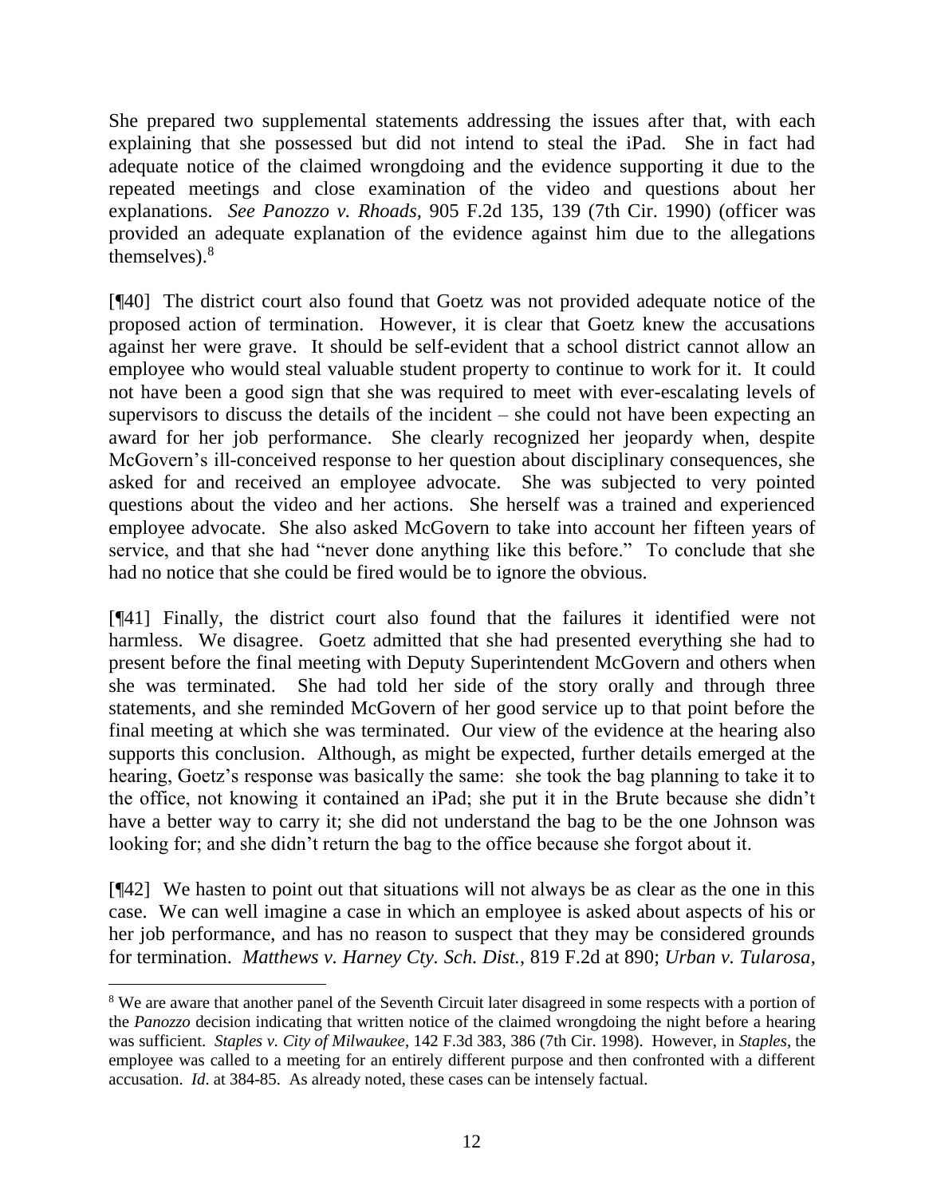She prepared two supplemental statements addressing the issues after that, with each explaining that she possessed but did not intend to steal the iPad. She in fact had adequate notice of the claimed wrongdoing and the evidence supporting it due to the repeated meetings and close examination of the video and questions about her explanations. *See Panozzo v. Rhoads*, 905 F.2d 135, 139 (7th Cir. 1990) (officer was provided an adequate explanation of the evidence against him due to the allegations themselves).[8]

[¶40] The district court also found that Goetz was not provided adequate notice of the proposed action of termination. However, it is clear that Goetz knew the accusations against her were grave. It should be self-evident that a school district cannot allow an employee who would steal valuable student property to continue to work for it. It could not have been a good sign that she was required to meet with ever-escalating levels of supervisors to discuss the details of the incident – she could not have been expecting an award for her job performance. She clearly recognized her jeopardy when, despite McGovern's ill-conceived response to her question about disciplinary consequences, she asked for and received an employee advocate. She was subjected to very pointed questions about the video and her actions. She herself was a trained and experienced employee advocate. She also asked McGovern to take into account her fifteen years of service, and that she had "never done anything like this before." To conclude that she had no notice that she could be fired would be to ignore the obvious.

[¶41] Finally, the district court also found that the failures it identified were not harmless. We disagree. Goetz admitted that she had presented everything she had to present before the final meeting with Deputy Superintendent McGovern and others when she was terminated. She had told her side of the story orally and through three statements, and she reminded McGovern of her good service up to that point before the final meeting at which she was terminated. Our view of the evidence at the hearing also supports this conclusion. Although, as might be expected, further details emerged at the hearing, Goetz's response was basically the same: she took the bag planning to take it to the office, not knowing it contained an iPad; she put it in the Brute because she didn't have a better way to carry it; she did not understand the bag to be the one Johnson was looking for; and she didn't return the bag to the office because she forgot about it.

[¶42] We hasten to point out that situations will not always be as clear as the one in this case. We can well imagine a case in which an employee is asked about aspects of his or her job performance, and has no reason to suspect that they may be considered grounds for termination. *Matthews v. Harney Cty. Sch. Dist.*, 819 F.2d at 890; *Urban v. Tularosa*,

---

[8] We are aware that another panel of the Seventh Circuit later disagreed in some respects with a portion of the *Panozzo* decision indicating that written notice of the claimed wrongdoing the night before a hearing was sufficient. *Staples v. City of Milwaukee*, 142 F.3d 383, 386 (7th Cir. 1998). However, in *Staples*, the employee was called to a meeting for an entirely different purpose and then confronted with a different accusation. *Id*. at 384-85. As already noted, these cases can be intensely factual.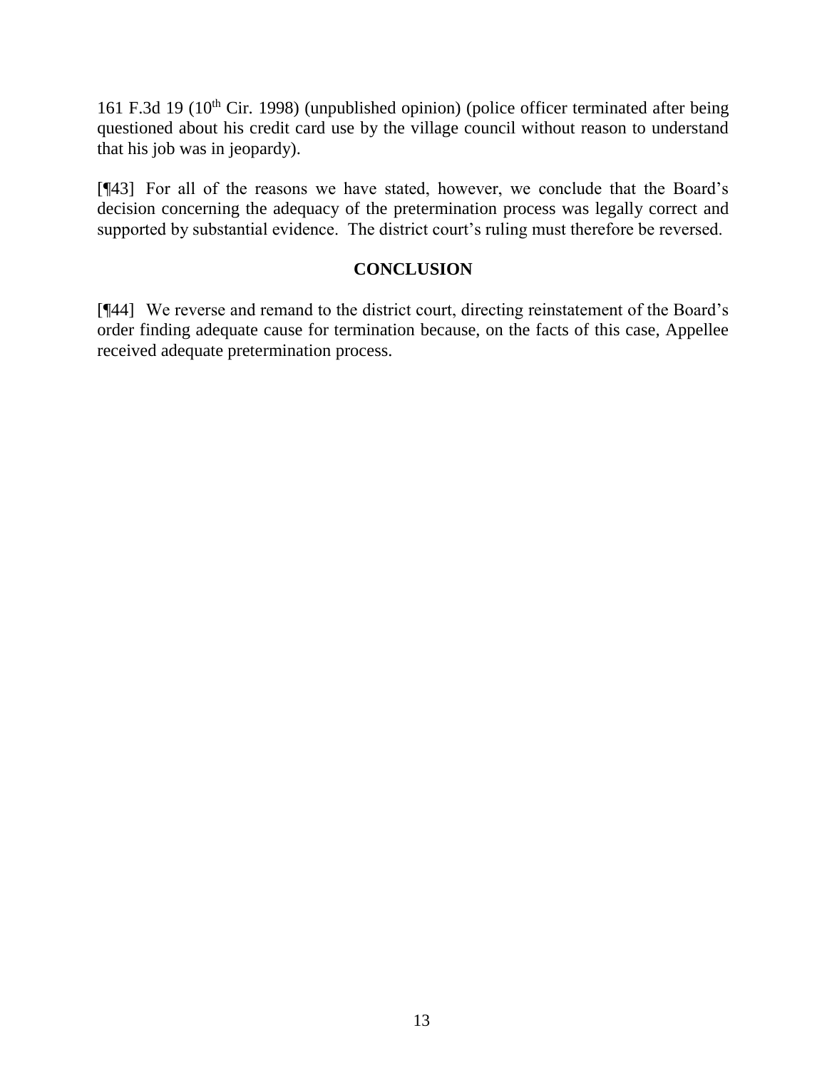161 F.3d 19 (10th Cir. 1998) (unpublished opinion) (police officer terminated after being questioned about his credit card use by the village council without reason to understand that his job was in jeopardy).

[¶43] For all of the reasons we have stated, however, we conclude that the Board's decision concerning the adequacy of the pretermination process was legally correct and supported by substantial evidence. The district court's ruling must therefore be reversed.

## CONCLUSION

[¶44] We reverse and remand to the district court, directing reinstatement of the Board's order finding adequate cause for termination because, on the facts of this case, Appellee received adequate pretermination process.